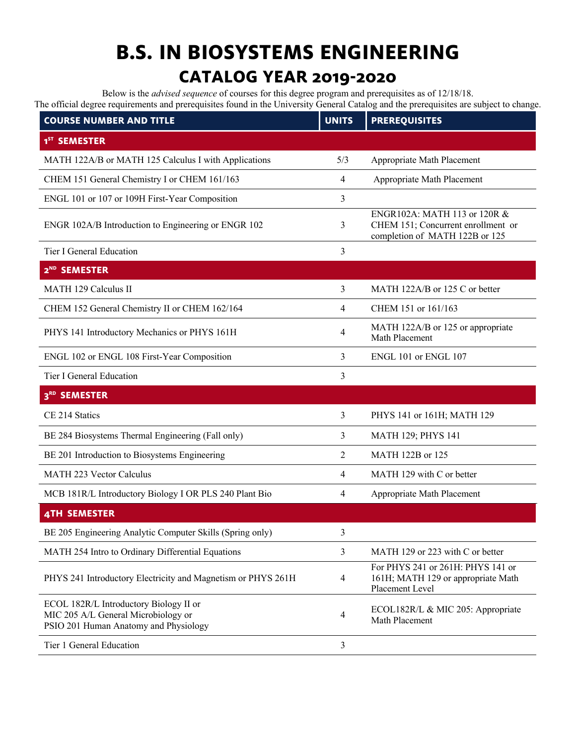# B.S. IN BIOSYSTEMS ENGINEERING

## CATALOG YEAR 2019-2020

Below is the *advised sequence* of courses for this degree program and prerequisites as of 12/18/18.
The official degree requirements and prerequisites found in the University General Catalog and the prerequisites are subject to change.

| COURSE NUMBER AND TITLE | UNITS | PREREQUISITES |
|---|---|---|
| **1ST SEMESTER** | | |
| MATH 122A/B or MATH 125 Calculus I with Applications | 5/3 | Appropriate Math Placement |
| CHEM 151 General Chemistry I or CHEM 161/163 | 4 | Appropriate Math Placement |
| ENGL 101 or 107 or 109H First-Year Composition | 3 | |
| ENGR 102A/B Introduction to Engineering or ENGR 102 | 3 | ENGR102A: MATH 113 or 120R & CHEM 151; Concurrent enrollment or completion of MATH 122B or 125 |
| Tier I General Education | 3 | |
| **2ND SEMESTER** | | |
| MATH 129 Calculus II | 3 | MATH 122A/B or 125 C or better |
| CHEM 152 General Chemistry II or CHEM 162/164 | 4 | CHEM 151 or 161/163 |
| PHYS 141 Introductory Mechanics or PHYS 161H | 4 | MATH 122A/B or 125 or appropriate Math Placement |
| ENGL 102 or ENGL 108 First-Year Composition | 3 | ENGL 101 or ENGL 107 |
| Tier I General Education | 3 | |
| **3RD SEMESTER** | | |
| CE 214 Statics | 3 | PHYS 141 or 161H; MATH 129 |
| BE 284 Biosystems Thermal Engineering (Fall only) | 3 | MATH 129; PHYS 141 |
| BE 201 Introduction to Biosystems Engineering | 2 | MATH 122B or 125 |
| MATH 223 Vector Calculus | 4 | MATH 129 with C or better |
| MCB 181R/L Introductory Biology I OR PLS 240 Plant Bio | 4 | Appropriate Math Placement |
| **4TH SEMESTER** | | |
| BE 205 Engineering Analytic Computer Skills (Spring only) | 3 | |
| MATH 254 Intro to Ordinary Differential Equations | 3 | MATH 129 or 223 with C or better |
| PHYS 241 Introductory Electricity and Magnetism or PHYS 261H | 4 | For PHYS 241 or 261H: PHYS 141 or 161H; MATH 129 or appropriate Math Placement Level |
| ECOL 182R/L Introductory Biology II or MIC 205 A/L General Microbiology or PSIO 201 Human Anatomy and Physiology | 4 | ECOL182R/L & MIC 205: Appropriate Math Placement |
| Tier 1 General Education | 3 | |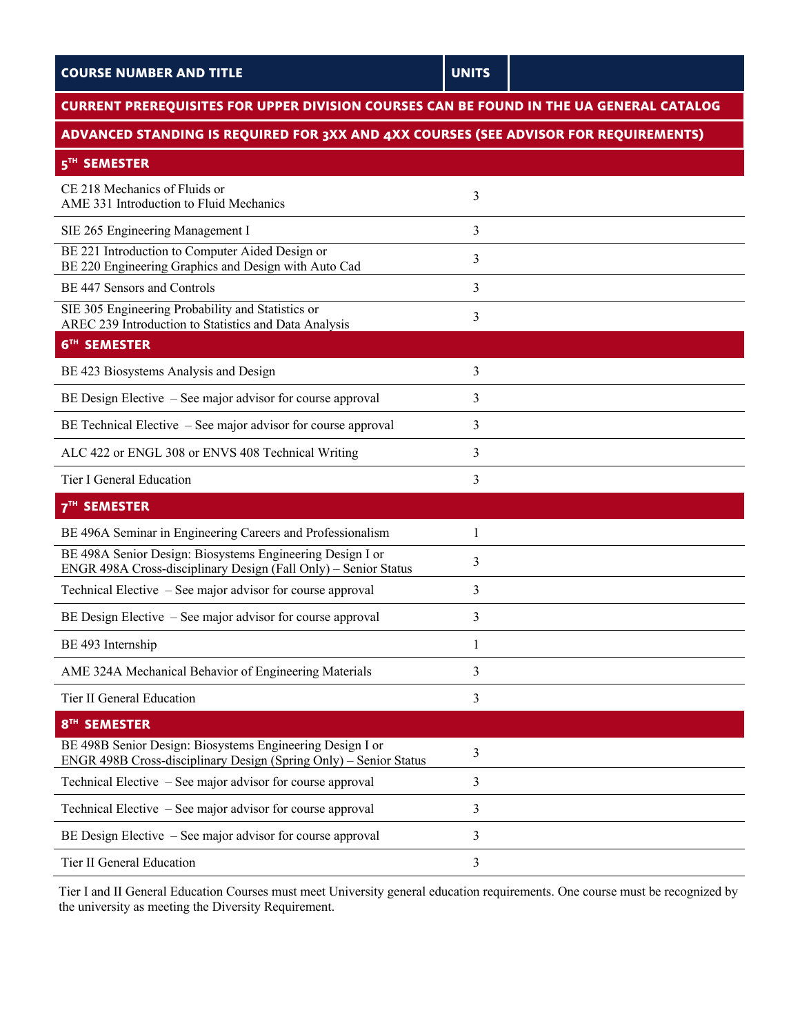| COURSE NUMBER AND TITLE | UNITS | |
|---|---|---|
| **CURRENT PREREQUISITES FOR UPPER DIVISION COURSES CAN BE FOUND IN THE UA GENERAL CATALOG** | | |
| **ADVANCED STANDING IS REQUIRED FOR 3XX AND 4XX COURSES (SEE ADVISOR FOR REQUIREMENTS)** | | |
| **5TH SEMESTER** | | |
| CE 218 Mechanics of Fluids or AME 331 Introduction to Fluid Mechanics | 3 | |
| SIE 265 Engineering Management I | 3 | |
| BE 221 Introduction to Computer Aided Design or BE 220 Engineering Graphics and Design with Auto Cad | 3 | |
| BE 447 Sensors and Controls | 3 | |
| SIE 305 Engineering Probability and Statistics or AREC 239 Introduction to Statistics and Data Analysis | 3 | |
| **6TH SEMESTER** | | |
| BE 423 Biosystems Analysis and Design | 3 | |
| BE Design Elective – See major advisor for course approval | 3 | |
| BE Technical Elective – See major advisor for course approval | 3 | |
| ALC 422 or ENGL 308 or ENVS 408 Technical Writing | 3 | |
| Tier I General Education | 3 | |
| **7TH SEMESTER** | | |
| BE 496A Seminar in Engineering Careers and Professionalism | 1 | |
| BE 498A Senior Design: Biosystems Engineering Design I or ENGR 498A Cross-disciplinary Design (Fall Only) – Senior Status | 3 | |
| Technical Elective – See major advisor for course approval | 3 | |
| BE Design Elective – See major advisor for course approval | 3 | |
| BE 493 Internship | 1 | |
| AME 324A Mechanical Behavior of Engineering Materials | 3 | |
| Tier II General Education | 3 | |
| **8TH SEMESTER** | | |
| BE 498B Senior Design: Biosystems Engineering Design I or ENGR 498B Cross-disciplinary Design (Spring Only) – Senior Status | 3 | |
| Technical Elective – See major advisor for course approval | 3 | |
| Technical Elective – See major advisor for course approval | 3 | |
| BE Design Elective – See major advisor for course approval | 3 | |
| Tier II General Education | 3 | |

Tier I and II General Education Courses must meet University general education requirements. One course must be recognized by the university as meeting the Diversity Requirement.